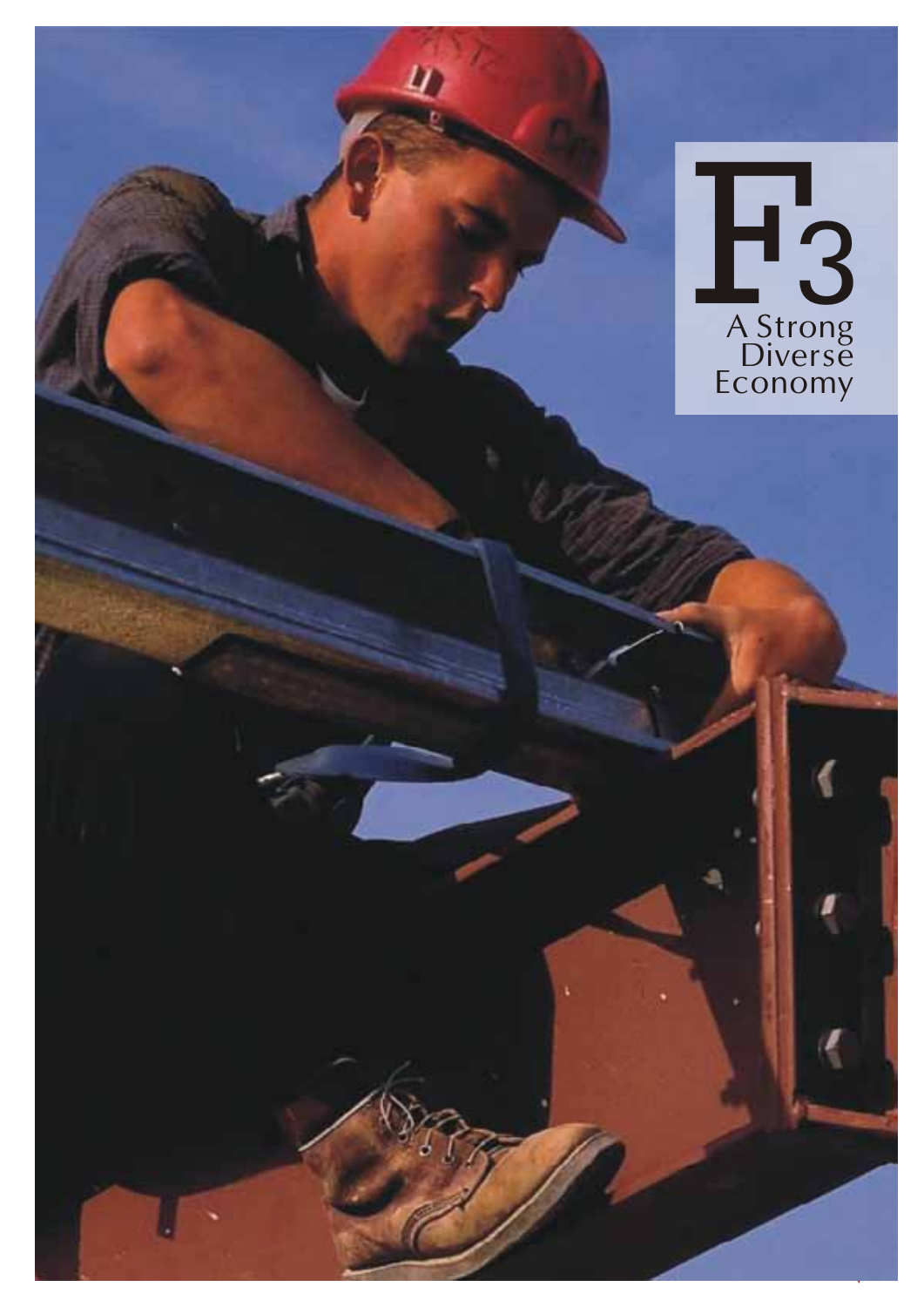# F3

## A Strong Diverse Economy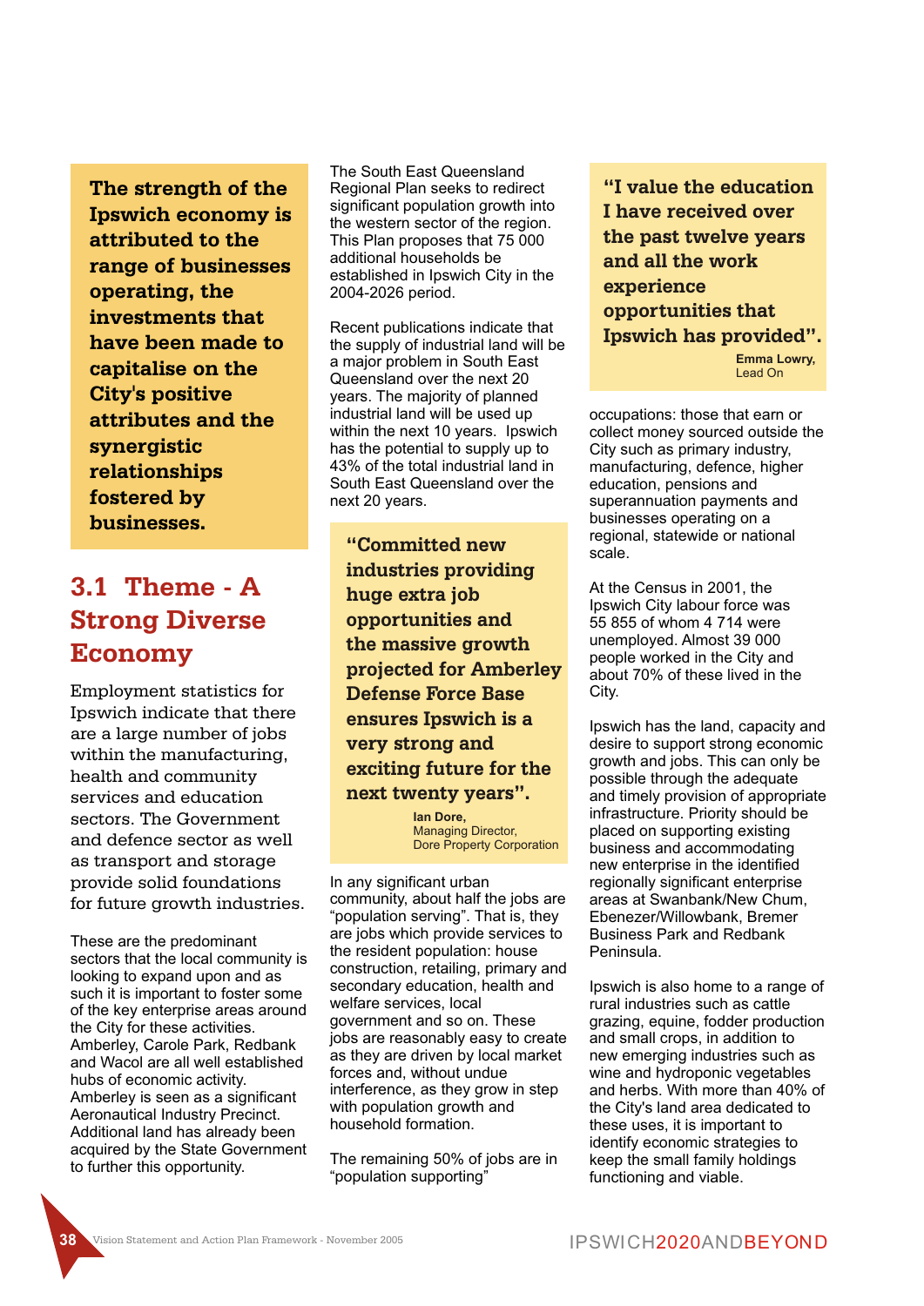**The strength of the Ipswich economy is attributed to the range of businesses operating, the investments that have been made to capitalise on the City's positive attributes and the synergistic relationships fostered by businesses.**

## 3.1 Theme - A Strong Diverse Economy

Employment statistics for Ipswich indicate that there are a large number of jobs within the manufacturing, health and community services and education sectors. The Government and defence sector as well as transport and storage provide solid foundations for future growth industries.

These are the predominant sectors that the local community is looking to expand upon and as such it is important to foster some of the key enterprise areas around the City for these activities. Amberley, Carole Park, Redbank and Wacol are all well established hubs of economic activity. Amberley is seen as a significant Aeronautical Industry Precinct. Additional land has already been acquired by the State Government to further this opportunity.

The South East Queensland Regional Plan seeks to redirect significant population growth into the western sector of the region. This Plan proposes that 75 000 additional households be established in Ipswich City in the 2004-2026 period.

Recent publications indicate that the supply of industrial land will be a major problem in South East Queensland over the next 20 years. The majority of planned industrial land will be used up within the next 10 years. Ipswich has the potential to supply up to 43% of the total industrial land in South East Queensland over the next 20 years.

> **"Committed new industries providing huge extra job opportunities and the massive growth projected for Amberley Defense Force Base ensures Ipswich is a very strong and exciting future for the next twenty years".**
>
> **Ian Dore,**
> Managing Director,
> Dore Property Corporation

In any significant urban community, about half the jobs are "population serving". That is, they are jobs which provide services to the resident population: house construction, retailing, primary and secondary education, health and welfare services, local government and so on. These jobs are reasonably easy to create as they are driven by local market forces and, without undue interference, as they grow in step with population growth and household formation.

The remaining 50% of jobs are in "population supporting" occupations: those that earn or collect money sourced outside the City such as primary industry, manufacturing, defence, higher education, pensions and superannuation payments and businesses operating on a regional, statewide or national scale.

> **"I value the education I have received over the past twelve years and all the work experience opportunities that Ipswich has provided".**
>
> **Emma Lowry,**
> Lead On

At the Census in 2001, the Ipswich City labour force was 55 855 of whom 4 714 were unemployed. Almost 39 000 people worked in the City and about 70% of these lived in the City.

Ipswich has the land, capacity and desire to support strong economic growth and jobs. This can only be possible through the adequate and timely provision of appropriate infrastructure. Priority should be placed on supporting existing business and accommodating new enterprise in the identified regionally significant enterprise areas at Swanbank/New Chum, Ebenezer/Willowbank, Bremer Business Park and Redbank Peninsula.

Ipswich is also home to a range of rural industries such as cattle grazing, equine, fodder production and small crops, in addition to new emerging industries such as wine and hydroponic vegetables and herbs. With more than 40% of the City's land area dedicated to these uses, it is important to identify economic strategies to keep the small family holdings functioning and viable.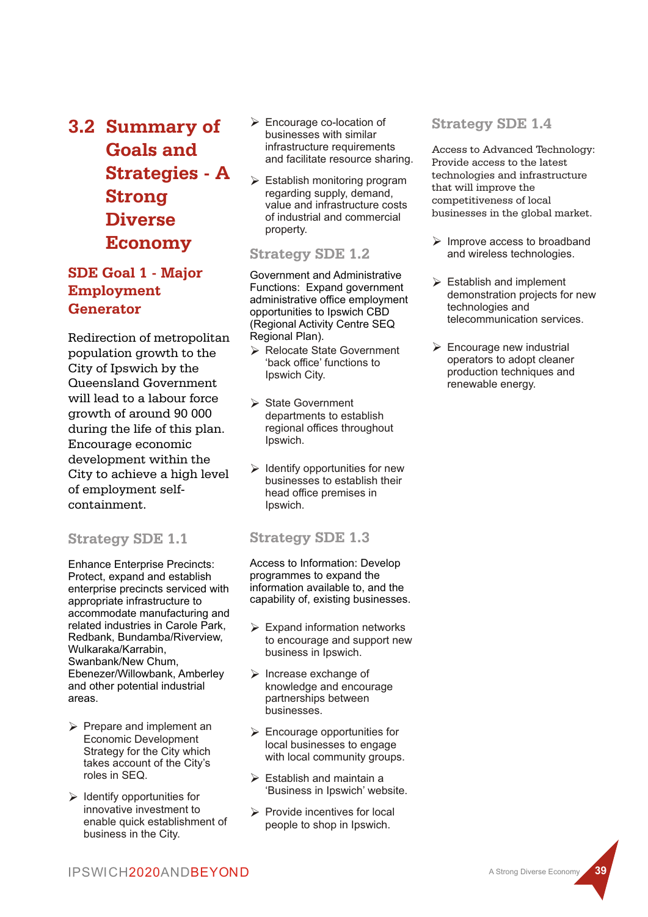## 3.2 Summary of Goals and Strategies - A Strong Diverse Economy

### SDE Goal 1 - Major Employment Generator

Redirection of metropolitan population growth to the City of Ipswich by the Queensland Government will lead to a labour force growth of around 90 000 during the life of this plan. Encourage economic development within the City to achieve a high level of employment self-containment.

#### Strategy SDE 1.1

Enhance Enterprise Precincts: Protect, expand and establish enterprise precincts serviced with appropriate infrastructure to accommodate manufacturing and related industries in Carole Park, Redbank, Bundamba/Riverview, Wulkaraka/Karrabin, Swanbank/New Chum, Ebenezer/Willowbank, Amberley and other potential industrial areas.

- Prepare and implement an Economic Development Strategy for the City which takes account of the City's roles in SEQ.
- Identify opportunities for innovative investment to enable quick establishment of business in the City.
- Encourage co-location of businesses with similar infrastructure requirements and facilitate resource sharing.
- Establish monitoring program regarding supply, demand, value and infrastructure costs of industrial and commercial property.

#### Strategy SDE 1.2

Government and Administrative Functions: Expand government administrative office employment opportunities to Ipswich CBD (Regional Activity Centre SEQ Regional Plan).

- Relocate State Government 'back office' functions to Ipswich City.
- State Government departments to establish regional offices throughout Ipswich.
- Identify opportunities for new businesses to establish their head office premises in Ipswich.

#### Strategy SDE 1.3

Access to Information: Develop programmes to expand the information available to, and the capability of, existing businesses.

- Expand information networks to encourage and support new business in Ipswich.
- Increase exchange of knowledge and encourage partnerships between businesses.
- Encourage opportunities for local businesses to engage with local community groups.
- Establish and maintain a 'Business in Ipswich' website.
- Provide incentives for local people to shop in Ipswich.

#### Strategy SDE 1.4

Access to Advanced Technology: Provide access to the latest technologies and infrastructure that will improve the competitiveness of local businesses in the global market.

- Improve access to broadband and wireless technologies.
- Establish and implement demonstration projects for new technologies and telecommunication services.
- Encourage new industrial operators to adopt cleaner production techniques and renewable energy.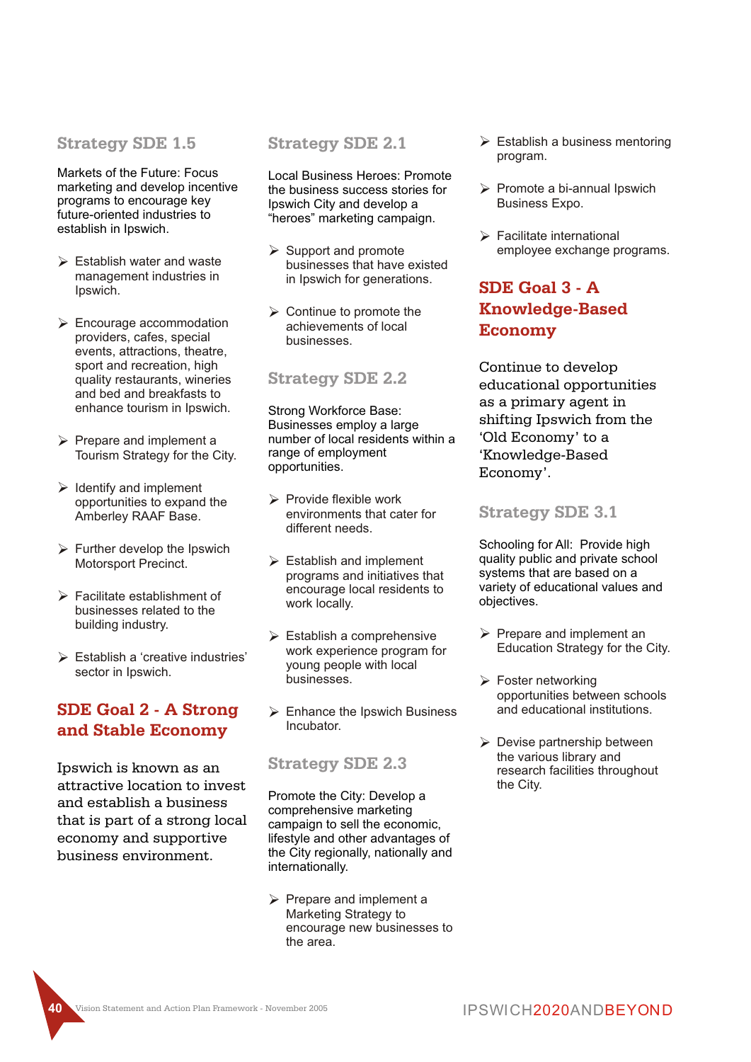### Strategy SDE 1.5

Markets of the Future: Focus marketing and develop incentive programs to encourage key future-oriented industries to establish in Ipswich.

- Establish water and waste management industries in Ipswich.
- Encourage accommodation providers, cafes, special events, attractions, theatre, sport and recreation, high quality restaurants, wineries and bed and breakfasts to enhance tourism in Ipswich.
- Prepare and implement a Tourism Strategy for the City.
- Identify and implement opportunities to expand the Amberley RAAF Base.
- Further develop the Ipswich Motorsport Precinct.
- Facilitate establishment of businesses related to the building industry.
- Establish a 'creative industries' sector in Ipswich.

## SDE Goal 2 - A Strong and Stable Economy

Ipswich is known as an attractive location to invest and establish a business that is part of a strong local economy and supportive business environment.

### Strategy SDE 2.1

Local Business Heroes: Promote the business success stories for Ipswich City and develop a "heroes" marketing campaign.

- Support and promote businesses that have existed in Ipswich for generations.
- Continue to promote the achievements of local businesses.

### Strategy SDE 2.2

Strong Workforce Base: Businesses employ a large number of local residents within a range of employment opportunities.

- Provide flexible work environments that cater for different needs.
- Establish and implement programs and initiatives that encourage local residents to work locally.
- Establish a comprehensive work experience program for young people with local businesses.
- Enhance the Ipswich Business Incubator.

### Strategy SDE 2.3

Promote the City: Develop a comprehensive marketing campaign to sell the economic, lifestyle and other advantages of the City regionally, nationally and internationally.

- Prepare and implement a Marketing Strategy to encourage new businesses to the area.
- Establish a business mentoring program.
- Promote a bi-annual Ipswich Business Expo.
- Facilitate international employee exchange programs.

## SDE Goal 3 - A Knowledge-Based Economy

Continue to develop educational opportunities as a primary agent in shifting Ipswich from the 'Old Economy' to a 'Knowledge-Based Economy'.

### Strategy SDE 3.1

Schooling for All: Provide high quality public and private school systems that are based on a variety of educational values and objectives.

- Prepare and implement an Education Strategy for the City.
- Foster networking opportunities between schools and educational institutions.
- Devise partnership between the various library and research facilities throughout the City.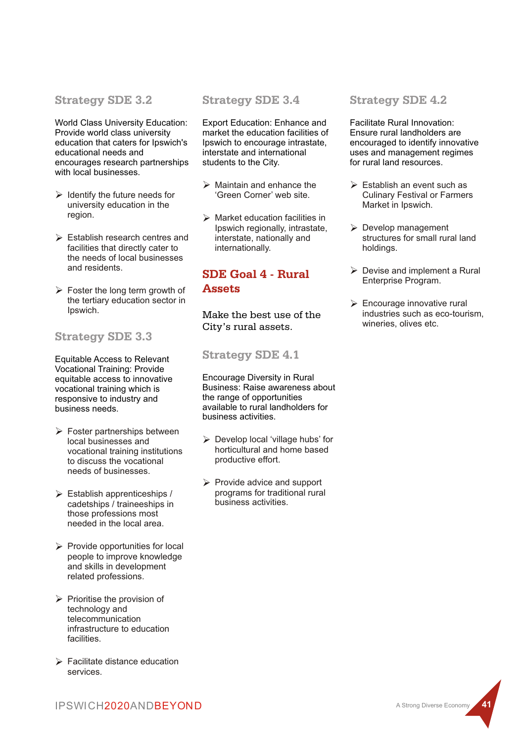### Strategy SDE 3.2

World Class University Education: Provide world class university education that caters for Ipswich's educational needs and encourages research partnerships with local businesses.

- Identify the future needs for university education in the region.
- Establish research centres and facilities that directly cater to the needs of local businesses and residents.
- Foster the long term growth of the tertiary education sector in Ipswich.

### Strategy SDE 3.3

Equitable Access to Relevant Vocational Training: Provide equitable access to innovative vocational training which is responsive to industry and business needs.

- Foster partnerships between local businesses and vocational training institutions to discuss the vocational needs of businesses.
- Establish apprenticeships / cadetships / traineeships in those professions most needed in the local area.
- Provide opportunities for local people to improve knowledge and skills in development related professions.
- Prioritise the provision of technology and telecommunication infrastructure to education facilities.
- Facilitate distance education services.

### Strategy SDE 3.4

Export Education: Enhance and market the education facilities of Ipswich to encourage intrastate, interstate and international students to the City.

- Maintain and enhance the 'Green Corner' web site.
- Market education facilities in Ipswich regionally, intrastate, interstate, nationally and internationally.

## SDE Goal 4 - Rural Assets

Make the best use of the City's rural assets.

### Strategy SDE 4.1

Encourage Diversity in Rural Business: Raise awareness about the range of opportunities available to rural landholders for business activities.

- Develop local 'village hubs' for horticultural and home based productive effort.
- Provide advice and support programs for traditional rural business activities.

### Strategy SDE 4.2

Facilitate Rural Innovation: Ensure rural landholders are encouraged to identify innovative uses and management regimes for rural land resources.

- Establish an event such as Culinary Festival or Farmers Market in Ipswich.
- Develop management structures for small rural land holdings.
- Devise and implement a Rural Enterprise Program.
- Encourage innovative rural industries such as eco-tourism, wineries, olives etc.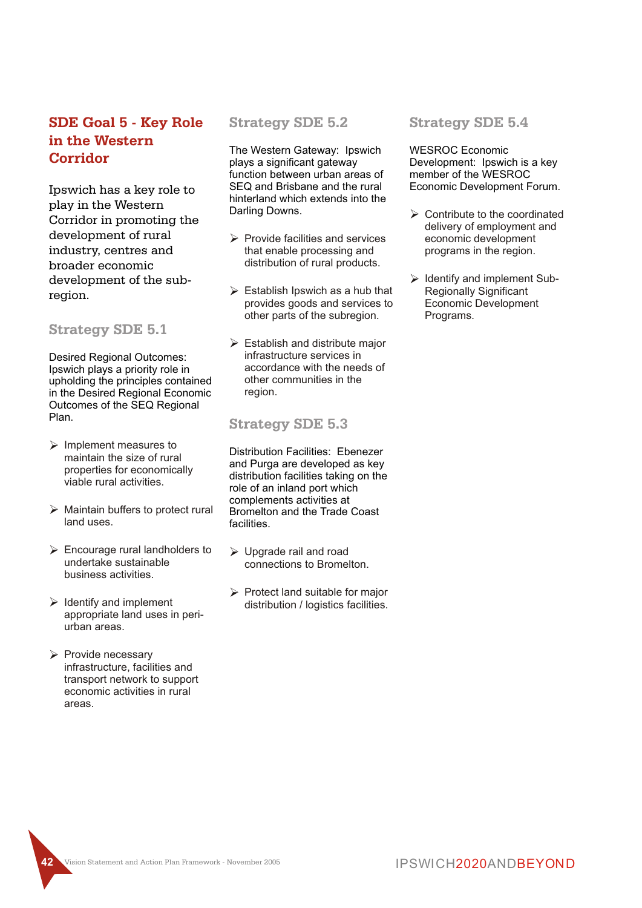## SDE Goal 5 - Key Role in the Western Corridor

Ipswich has a key role to play in the Western Corridor in promoting the development of rural industry, centres and broader economic development of the sub-region.

### Strategy SDE 5.1

Desired Regional Outcomes: Ipswich plays a priority role in upholding the principles contained in the Desired Regional Economic Outcomes of the SEQ Regional Plan.

- Implement measures to maintain the size of rural properties for economically viable rural activities.
- Maintain buffers to protect rural land uses.
- Encourage rural landholders to undertake sustainable business activities.
- Identify and implement appropriate land uses in peri-urban areas.
- Provide necessary infrastructure, facilities and transport network to support economic activities in rural areas.

### Strategy SDE 5.2

The Western Gateway: Ipswich plays a significant gateway function between urban areas of SEQ and Brisbane and the rural hinterland which extends into the Darling Downs.

- Provide facilities and services that enable processing and distribution of rural products.
- Establish Ipswich as a hub that provides goods and services to other parts of the subregion.
- Establish and distribute major infrastructure services in accordance with the needs of other communities in the region.

### Strategy SDE 5.3

Distribution Facilities: Ebenezer and Purga are developed as key distribution facilities taking on the role of an inland port which complements activities at Bromelton and the Trade Coast facilities.

- Upgrade rail and road connections to Bromelton.
- Protect land suitable for major distribution / logistics facilities.

### Strategy SDE 5.4

WESROC Economic Development: Ipswich is a key member of the WESROC Economic Development Forum.

- Contribute to the coordinated delivery of employment and economic development programs in the region.
- Identify and implement Sub-Regionally Significant Economic Development Programs.